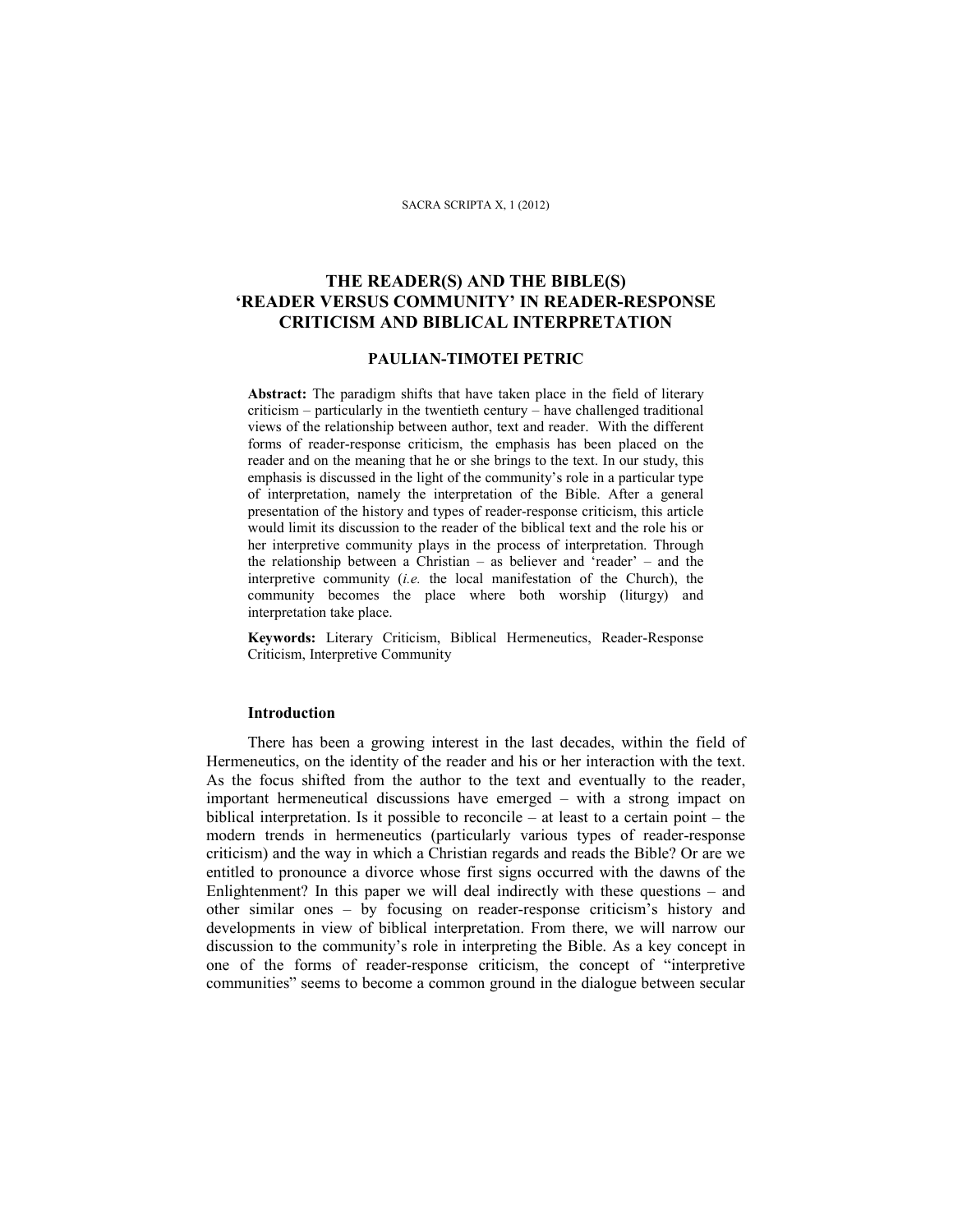# THE READER(S) AND THE BIBLE(S) 'READER VERSUS COMMUNITY' IN READER-RESPONSE CRITICISM AND BIBLICAL INTERPRETATION

**PAULIAN-TIMOTEI PETRIC**

**Abstract:** The paradigm shifts that have taken place in the field of literary criticism – particularly in the twentieth century – have challenged traditional views of the relationship between author, text and reader. With the different forms of reader-response criticism, the emphasis has been placed on the reader and on the meaning that he or she brings to the text. In our study, this emphasis is discussed in the light of the community's role in a particular type of interpretation, namely the interpretation of the Bible. After a general presentation of the history and types of reader-response criticism, this article would limit its discussion to the reader of the biblical text and the role his or her interpretive community plays in the process of interpretation. Through the relationship between a Christian – as believer and 'reader' – and the interpretive community (*i.e.* the local manifestation of the Church), the community becomes the place where both worship (liturgy) and interpretation take place.

**Keywords:** Literary Criticism, Biblical Hermeneutics, Reader-Response Criticism, Interpretive Community

## Introduction

There has been a growing interest in the last decades, within the field of Hermeneutics, on the identity of the reader and his or her interaction with the text. As the focus shifted from the author to the text and eventually to the reader, important hermeneutical discussions have emerged – with a strong impact on biblical interpretation. Is it possible to reconcile – at least to a certain point – the modern trends in hermeneutics (particularly various types of reader-response criticism) and the way in which a Christian regards and reads the Bible? Or are we entitled to pronounce a divorce whose first signs occurred with the dawns of the Enlightenment? In this paper we will deal indirectly with these questions – and other similar ones – by focusing on reader-response criticism's history and developments in view of biblical interpretation. From there, we will narrow our discussion to the community's role in interpreting the Bible. As a key concept in one of the forms of reader-response criticism, the concept of "interpretive communities" seems to become a common ground in the dialogue between secular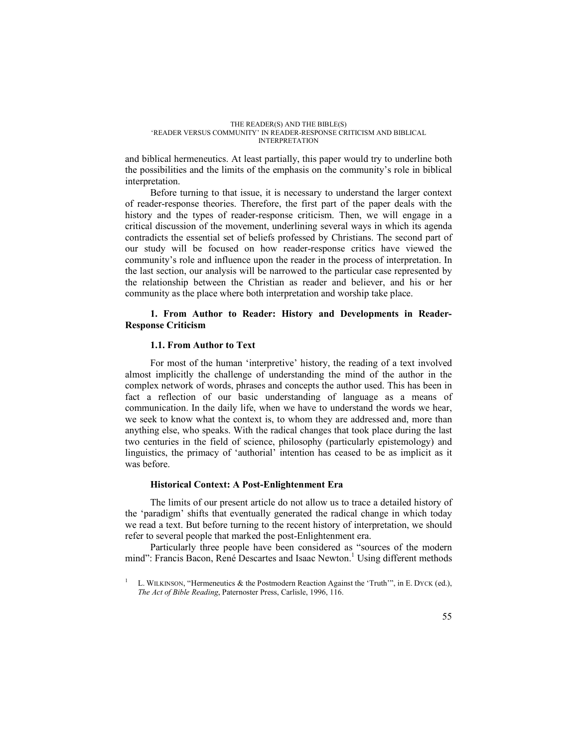and biblical hermeneutics. At least partially, this paper would try to underline both the possibilities and the limits of the emphasis on the community's role in biblical interpretation.

Before turning to that issue, it is necessary to understand the larger context of reader-response theories. Therefore, the first part of the paper deals with the history and the types of reader-response criticism. Then, we will engage in a critical discussion of the movement, underlining several ways in which its agenda contradicts the essential set of beliefs professed by Christians. The second part of our study will be focused on how reader-response critics have viewed the community's role and influence upon the reader in the process of interpretation. In the last section, our analysis will be narrowed to the particular case represented by the relationship between the Christian as reader and believer, and his or her community as the place where both interpretation and worship take place.

## 1. From Author to Reader: History and Developments in Reader-Response Criticism

### 1.1. From Author to Text

For most of the human 'interpretive' history, the reading of a text involved almost implicitly the challenge of understanding the mind of the author in the complex network of words, phrases and concepts the author used. This has been in fact a reflection of our basic understanding of language as a means of communication. In the daily life, when we have to understand the words we hear, we seek to know what the context is, to whom they are addressed and, more than anything else, who speaks. With the radical changes that took place during the last two centuries in the field of science, philosophy (particularly epistemology) and linguistics, the primacy of 'authorial' intention has ceased to be as implicit as it was before.

#### Historical Context: A Post-Enlightenment Era

The limits of our present article do not allow us to trace a detailed history of the 'paradigm' shifts that eventually generated the radical change in which today we read a text. But before turning to the recent history of interpretation, we should refer to several people that marked the post-Enlightenment era.

Particularly three people have been considered as "sources of the modern mind": Francis Bacon, René Descartes and Isaac Newton.[1] Using different methods

---

[1] L. WILKINSON, "Hermeneutics & the Postmodern Reaction Against the 'Truth'", in E. DYCK (ed.), *The Act of Bible Reading*, Paternoster Press, Carlisle, 1996, 116.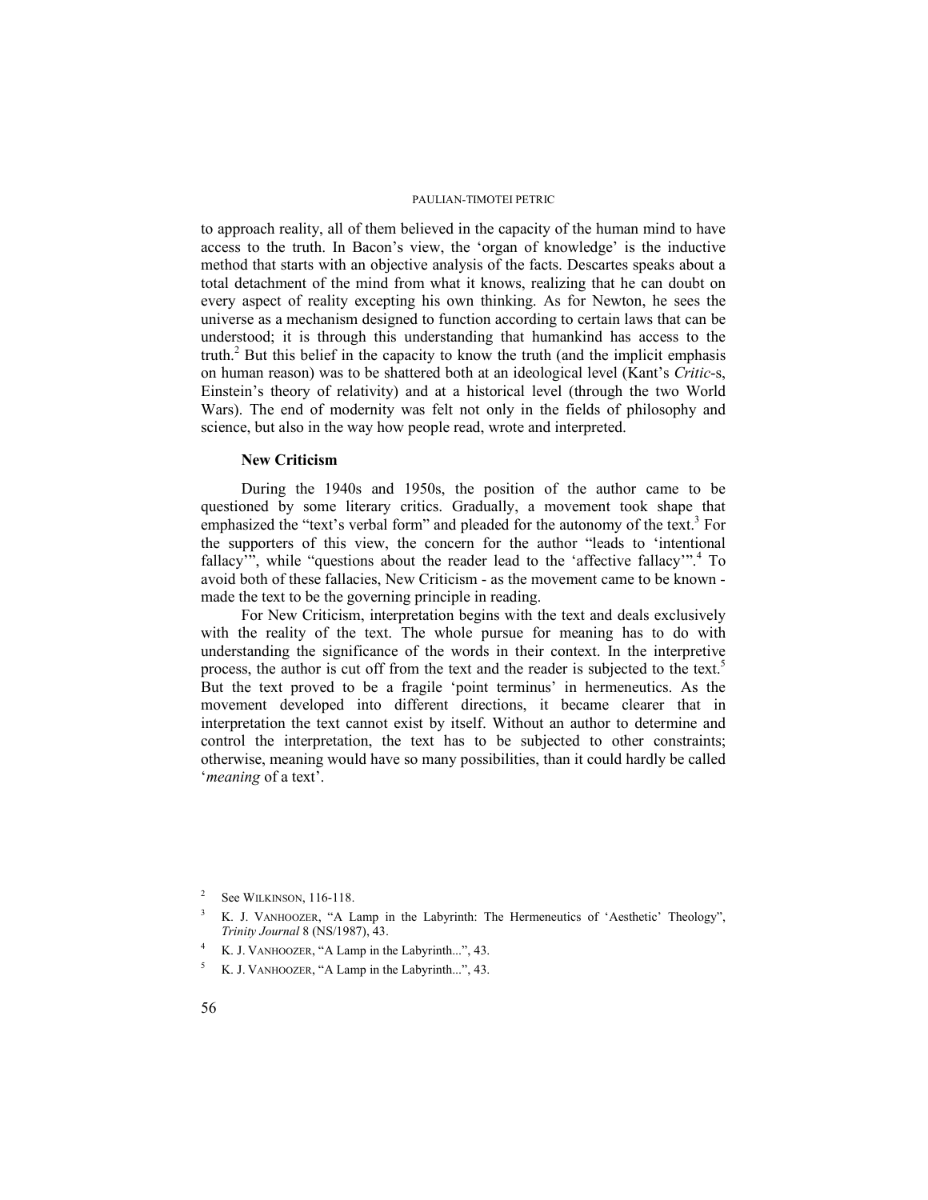to approach reality, all of them believed in the capacity of the human mind to have access to the truth. In Bacon's view, the 'organ of knowledge' is the inductive method that starts with an objective analysis of the facts. Descartes speaks about a total detachment of the mind from what it knows, realizing that he can doubt on every aspect of reality excepting his own thinking. As for Newton, he sees the universe as a mechanism designed to function according to certain laws that can be understood; it is through this understanding that humankind has access to the truth.[2] But this belief in the capacity to know the truth (and the implicit emphasis on human reason) was to be shattered both at an ideological level (Kant's *Critic*-s, Einstein's theory of relativity) and at a historical level (through the two World Wars). The end of modernity was felt not only in the fields of philosophy and science, but also in the way how people read, wrote and interpreted.

### New Criticism

During the 1940s and 1950s, the position of the author came to be questioned by some literary critics. Gradually, a movement took shape that emphasized the "text's verbal form" and pleaded for the autonomy of the text.[3] For the supporters of this view, the concern for the author "leads to 'intentional fallacy'", while "questions about the reader lead to the 'affective fallacy'".[4] To avoid both of these fallacies, New Criticism - as the movement came to be known - made the text to be the governing principle in reading.

For New Criticism, interpretation begins with the text and deals exclusively with the reality of the text. The whole pursue for meaning has to do with understanding the significance of the words in their context. In the interpretive process, the author is cut off from the text and the reader is subjected to the text.[5] But the text proved to be a fragile 'point terminus' in hermeneutics. As the movement developed into different directions, it became clearer that in interpretation the text cannot exist by itself. Without an author to determine and control the interpretation, the text has to be subjected to other constraints; otherwise, meaning would have so many possibilities, than it could hardly be called '*meaning* of a text'.

---

[2] See WILKINSON, 116-118.

[3] K. J. VANHOOZER, "A Lamp in the Labyrinth: The Hermeneutics of 'Aesthetic' Theology", *Trinity Journal* 8 (NS/1987), 43.

[4] K. J. VANHOOZER, "A Lamp in the Labyrinth...", 43.

[5] K. J. VANHOOZER, "A Lamp in the Labyrinth...", 43.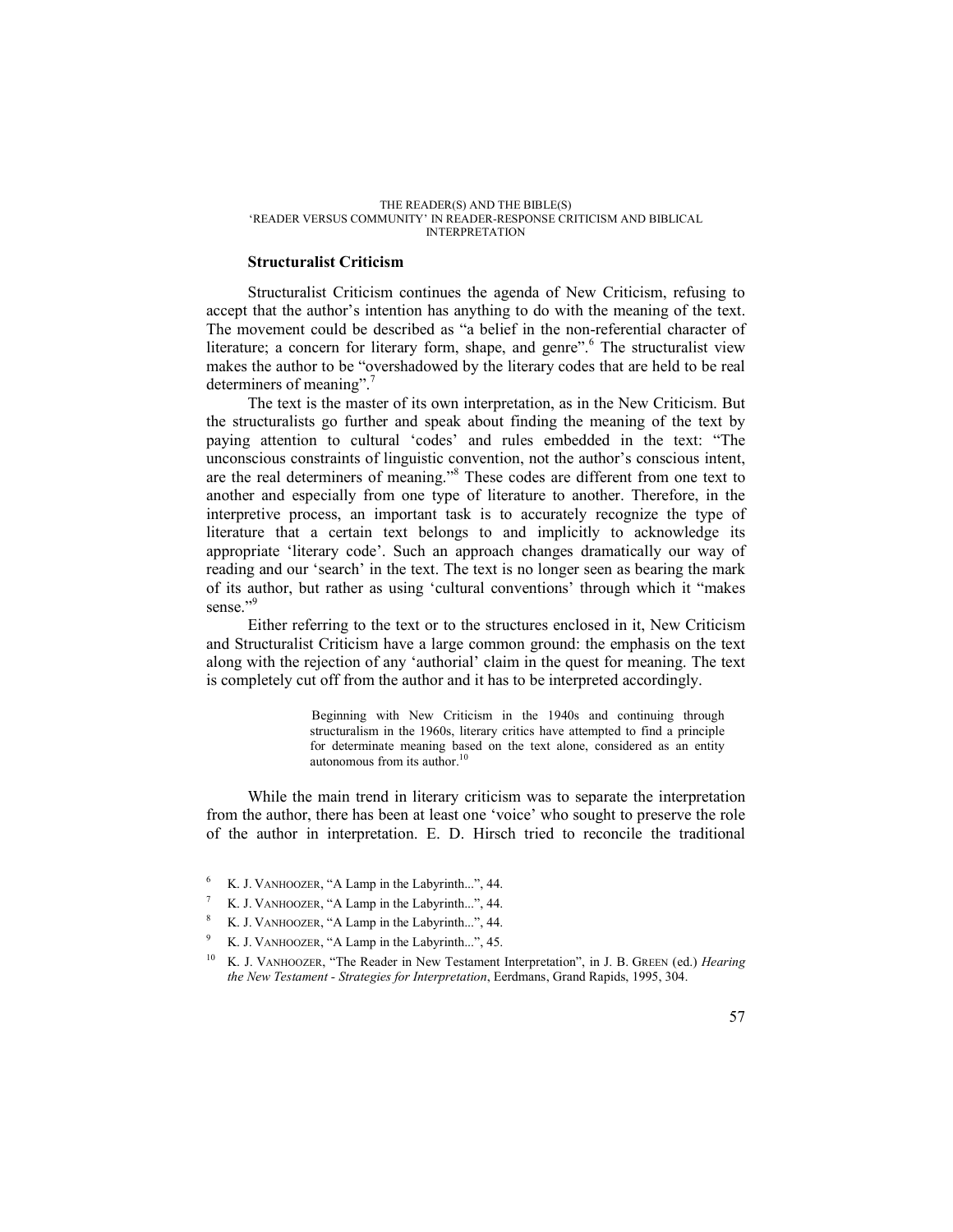### Structuralist Criticism

Structuralist Criticism continues the agenda of New Criticism, refusing to accept that the author's intention has anything to do with the meaning of the text. The movement could be described as "a belief in the non-referential character of literature; a concern for literary form, shape, and genre".[6] The structuralist view makes the author to be "overshadowed by the literary codes that are held to be real determiners of meaning".[7]

The text is the master of its own interpretation, as in the New Criticism. But the structuralists go further and speak about finding the meaning of the text by paying attention to cultural 'codes' and rules embedded in the text: "The unconscious constraints of linguistic convention, not the author's conscious intent, are the real determiners of meaning."[8] These codes are different from one text to another and especially from one type of literature to another. Therefore, in the interpretive process, an important task is to accurately recognize the type of literature that a certain text belongs to and implicitly to acknowledge its appropriate 'literary code'. Such an approach changes dramatically our way of reading and our 'search' in the text. The text is no longer seen as bearing the mark of its author, but rather as using 'cultural conventions' through which it "makes sense."[9]

Either referring to the text or to the structures enclosed in it, New Criticism and Structuralist Criticism have a large common ground: the emphasis on the text along with the rejection of any 'authorial' claim in the quest for meaning. The text is completely cut off from the author and it has to be interpreted accordingly.

> Beginning with New Criticism in the 1940s and continuing through structuralism in the 1960s, literary critics have attempted to find a principle for determinate meaning based on the text alone, considered as an entity autonomous from its author.[10]

While the main trend in literary criticism was to separate the interpretation from the author, there has been at least one 'voice' who sought to preserve the role of the author in interpretation. E. D. Hirsch tried to reconcile the traditional

---

[6] K. J. VANHOOZER, "A Lamp in the Labyrinth...", 44.

[7] K. J. VANHOOZER, "A Lamp in the Labyrinth...", 44.

[8] K. J. VANHOOZER, "A Lamp in the Labyrinth...", 44.

[9] K. J. VANHOOZER, "A Lamp in the Labyrinth...", 45.

[10] K. J. VANHOOZER, "The Reader in New Testament Interpretation", in J. B. GREEN (ed.) *Hearing the New Testament - Strategies for Interpretation*, Eerdmans, Grand Rapids, 1995, 304.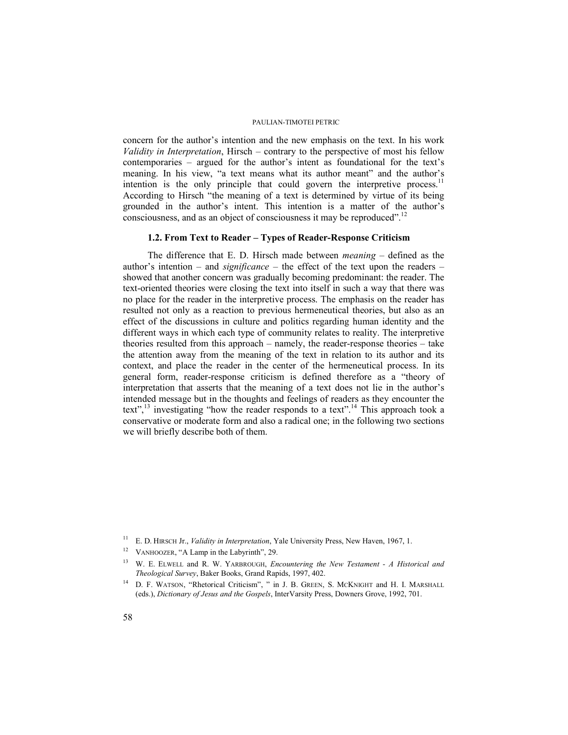concern for the author's intention and the new emphasis on the text. In his work *Validity in Interpretation*, Hirsch – contrary to the perspective of most his fellow contemporaries – argued for the author's intent as foundational for the text's meaning. In his view, "a text means what its author meant" and the author's intention is the only principle that could govern the interpretive process.[11] According to Hirsch "the meaning of a text is determined by virtue of its being grounded in the author's intent. This intention is a matter of the author's consciousness, and as an object of consciousness it may be reproduced".[12]

### 1.2. From Text to Reader – Types of Reader-Response Criticism

The difference that E. D. Hirsch made between *meaning* – defined as the author's intention – and *significance* – the effect of the text upon the readers – showed that another concern was gradually becoming predominant: the reader. The text-oriented theories were closing the text into itself in such a way that there was no place for the reader in the interpretive process. The emphasis on the reader has resulted not only as a reaction to previous hermeneutical theories, but also as an effect of the discussions in culture and politics regarding human identity and the different ways in which each type of community relates to reality. The interpretive theories resulted from this approach – namely, the reader-response theories – take the attention away from the meaning of the text in relation to its author and its context, and place the reader in the center of the hermeneutical process. In its general form, reader-response criticism is defined therefore as a "theory of interpretation that asserts that the meaning of a text does not lie in the author's intended message but in the thoughts and feelings of readers as they encounter the text",[13] investigating "how the reader responds to a text".[14] This approach took a conservative or moderate form and also a radical one; in the following two sections we will briefly describe both of them.

---

[11] E. D. HIRSCH Jr., *Validity in Interpretation*, Yale University Press, New Haven, 1967, 1.

[12] VANHOOZER, "A Lamp in the Labyrinth", 29.

[13] W. E. ELWELL and R. W. YARBROUGH, *Encountering the New Testament - A Historical and Theological Survey*, Baker Books, Grand Rapids, 1997, 402.

[14] D. F. WATSON, "Rhetorical Criticism", " in J. B. GREEN, S. MCKNIGHT and H. I. MARSHALL (eds.), *Dictionary of Jesus and the Gospels*, InterVarsity Press, Downers Grove, 1992, 701.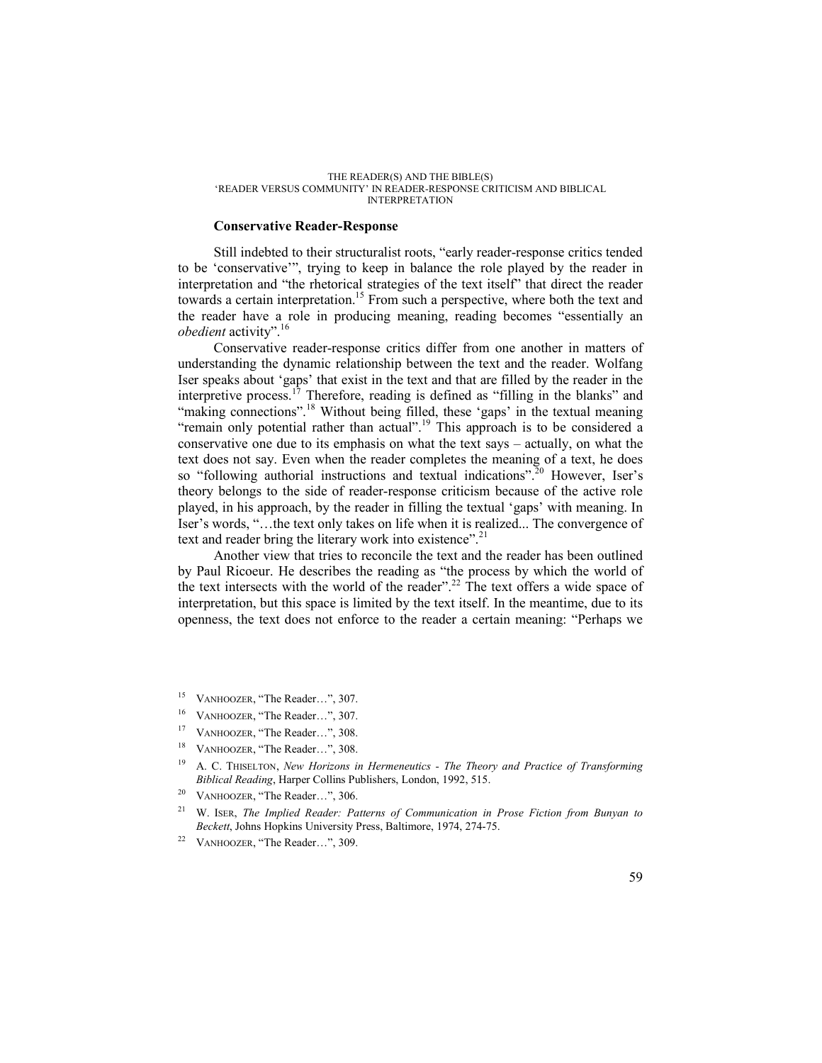### Conservative Reader-Response

Still indebted to their structuralist roots, “early reader-response critics tended to be ‘conservative’”, trying to keep in balance the role played by the reader in interpretation and “the rhetorical strategies of the text itself” that direct the reader towards a certain interpretation.[15] From such a perspective, where both the text and the reader have a role in producing meaning, reading becomes “essentially an *obedient* activity”.[16]

Conservative reader-response critics differ from one another in matters of understanding the dynamic relationship between the text and the reader. Wolfang Iser speaks about ‘gaps’ that exist in the text and that are filled by the reader in the interpretive process.[17] Therefore, reading is defined as “filling in the blanks” and “making connections”.[18] Without being filled, these ‘gaps’ in the textual meaning “remain only potential rather than actual”.[19] This approach is to be considered a conservative one due to its emphasis on what the text says – actually, on what the text does not say. Even when the reader completes the meaning of a text, he does so “following authorial instructions and textual indications”.[20] However, Iser’s theory belongs to the side of reader-response criticism because of the active role played, in his approach, by the reader in filling the textual ‘gaps’ with meaning. In Iser’s words, “…the text only takes on life when it is realized... The convergence of text and reader bring the literary work into existence”.[21]

Another view that tries to reconcile the text and the reader has been outlined by Paul Ricoeur. He describes the reading as “the process by which the world of the text intersects with the world of the reader”.[22] The text offers a wide space of interpretation, but this space is limited by the text itself. In the meantime, due to its openness, the text does not enforce to the reader a certain meaning: “Perhaps we

---

[15] VANHOOZER, “The Reader…”, 307.

[16] VANHOOZER, “The Reader…”, 307.

[17] VANHOOZER, “The Reader…”, 308.

[18] VANHOOZER, “The Reader…”, 308.

[19] A. C. THISELTON, *New Horizons in Hermeneutics - The Theory and Practice of Transforming Biblical Reading*, Harper Collins Publishers, London, 1992, 515.

[20] VANHOOZER, “The Reader…”, 306.

[21] W. ISER, *The Implied Reader: Patterns of Communication in Prose Fiction from Bunyan to Beckett*, Johns Hopkins University Press, Baltimore, 1974, 274-75.

[22] VANHOOZER, “The Reader…”, 309.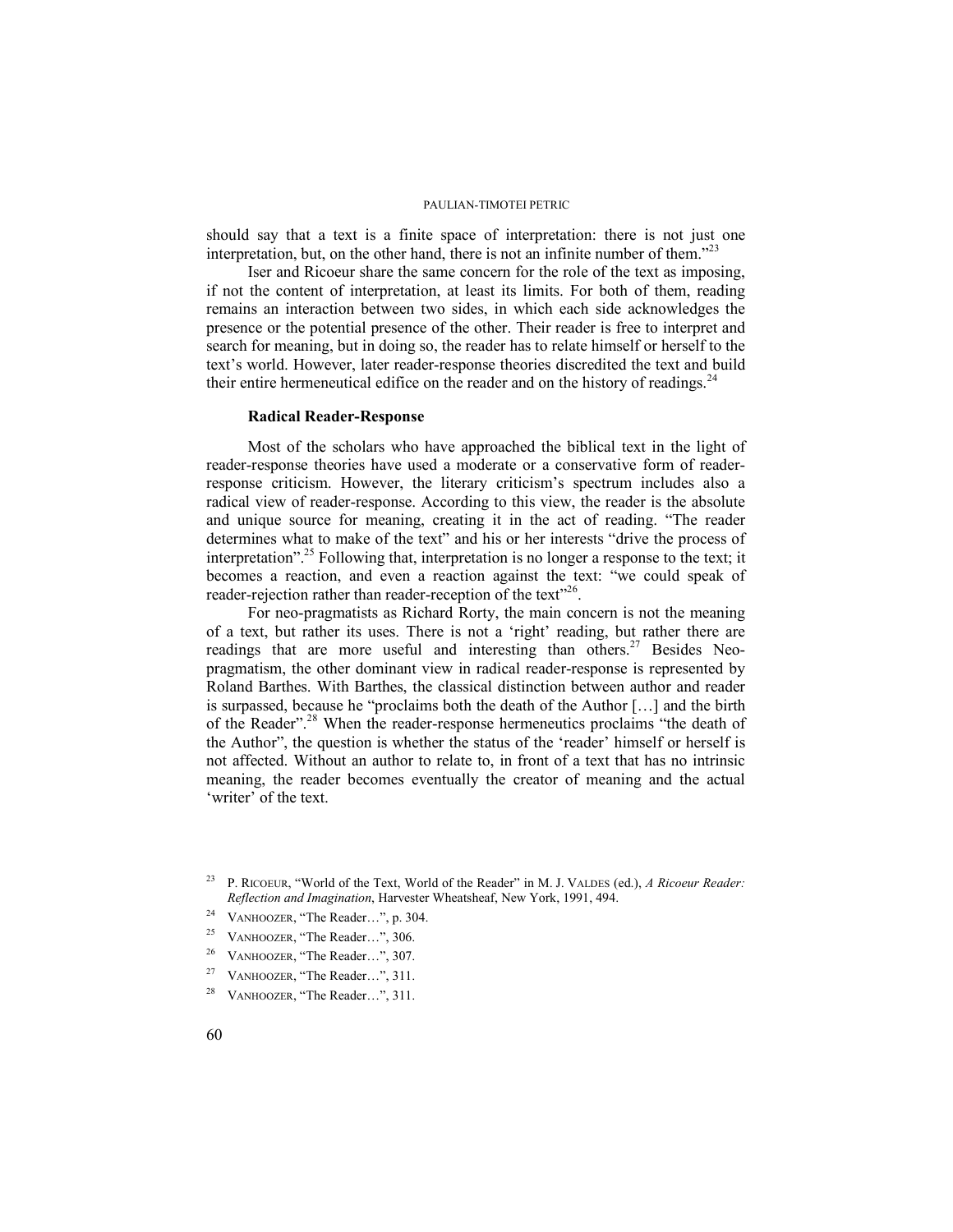should say that a text is a finite space of interpretation: there is not just one interpretation, but, on the other hand, there is not an infinite number of them."[23]

Iser and Ricoeur share the same concern for the role of the text as imposing, if not the content of interpretation, at least its limits. For both of them, reading remains an interaction between two sides, in which each side acknowledges the presence or the potential presence of the other. Their reader is free to interpret and search for meaning, but in doing so, the reader has to relate himself or herself to the text's world. However, later reader-response theories discredited the text and build their entire hermeneutical edifice on the reader and on the history of readings.[24]

### Radical Reader-Response

Most of the scholars who have approached the biblical text in the light of reader-response theories have used a moderate or a conservative form of reader-response criticism. However, the literary criticism's spectrum includes also a radical view of reader-response. According to this view, the reader is the absolute and unique source for meaning, creating it in the act of reading. "The reader determines what to make of the text" and his or her interests "drive the process of interpretation".[25] Following that, interpretation is no longer a response to the text; it becomes a reaction, and even a reaction against the text: "we could speak of reader-rejection rather than reader-reception of the text"[26].

For neo-pragmatists as Richard Rorty, the main concern is not the meaning of a text, but rather its uses. There is not a 'right' reading, but rather there are readings that are more useful and interesting than others.[27] Besides Neo-pragmatism, the other dominant view in radical reader-response is represented by Roland Barthes. With Barthes, the classical distinction between author and reader is surpassed, because he "proclaims both the death of the Author […] and the birth of the Reader".[28] When the reader-response hermeneutics proclaims "the death of the Author", the question is whether the status of the 'reader' himself or herself is not affected. Without an author to relate to, in front of a text that has no intrinsic meaning, the reader becomes eventually the creator of meaning and the actual 'writer' of the text.

---

[23] P. Ricoeur, "World of the Text, World of the Reader" in M. J. Valdes (ed.), *A Ricoeur Reader: Reflection and Imagination*, Harvester Wheatsheaf, New York, 1991, 494.

[24] Vanhoozer, "The Reader…", p. 304.

[25] Vanhoozer, "The Reader…", 306.

[26] Vanhoozer, "The Reader…", 307.

[27] Vanhoozer, "The Reader…", 311.

[28] Vanhoozer, "The Reader…", 311.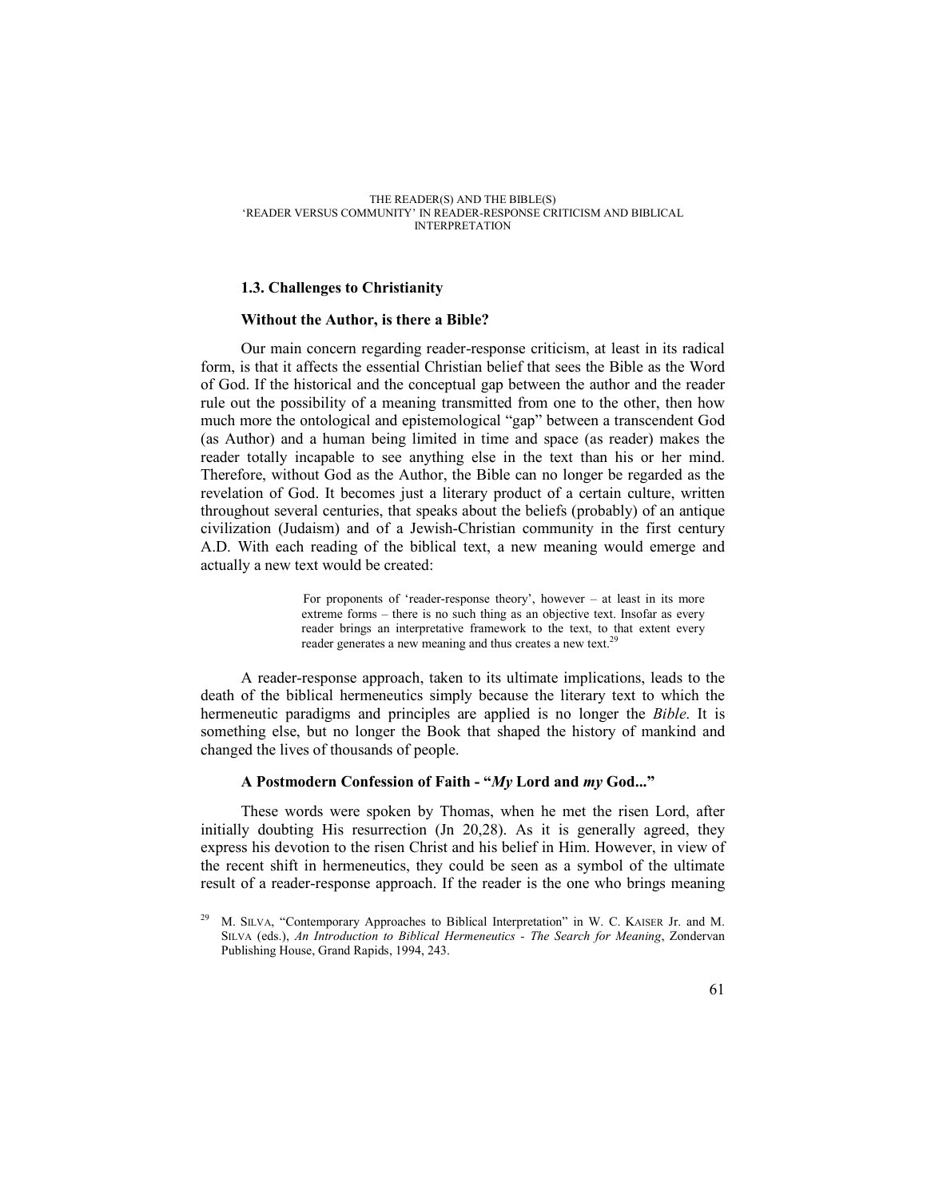### 1.3. Challenges to Christianity

#### Without the Author, is there a Bible?

Our main concern regarding reader-response criticism, at least in its radical form, is that it affects the essential Christian belief that sees the Bible as the Word of God. If the historical and the conceptual gap between the author and the reader rule out the possibility of a meaning transmitted from one to the other, then how much more the ontological and epistemological "gap" between a transcendent God (as Author) and a human being limited in time and space (as reader) makes the reader totally incapable to see anything else in the text than his or her mind. Therefore, without God as the Author, the Bible can no longer be regarded as the revelation of God. It becomes just a literary product of a certain culture, written throughout several centuries, that speaks about the beliefs (probably) of an antique civilization (Judaism) and of a Jewish-Christian community in the first century A.D. With each reading of the biblical text, a new meaning would emerge and actually a new text would be created:

> For proponents of 'reader-response theory', however – at least in its more extreme forms – there is no such thing as an objective text. Insofar as every reader brings an interpretative framework to the text, to that extent every reader generates a new meaning and thus creates a new text.[29]

A reader-response approach, taken to its ultimate implications, leads to the death of the biblical hermeneutics simply because the literary text to which the hermeneutic paradigms and principles are applied is no longer the *Bible*. It is something else, but no longer the Book that shaped the history of mankind and changed the lives of thousands of people.

#### A Postmodern Confession of Faith - "*My* Lord and *my* God..."

These words were spoken by Thomas, when he met the risen Lord, after initially doubting His resurrection (Jn 20,28). As it is generally agreed, they express his devotion to the risen Christ and his belief in Him. However, in view of the recent shift in hermeneutics, they could be seen as a symbol of the ultimate result of a reader-response approach. If the reader is the one who brings meaning

---

[29] M. SILVA, "Contemporary Approaches to Biblical Interpretation" in W. C. KAISER Jr. and M. SILVA (eds.), *An Introduction to Biblical Hermeneutics - The Search for Meaning*, Zondervan Publishing House, Grand Rapids, 1994, 243.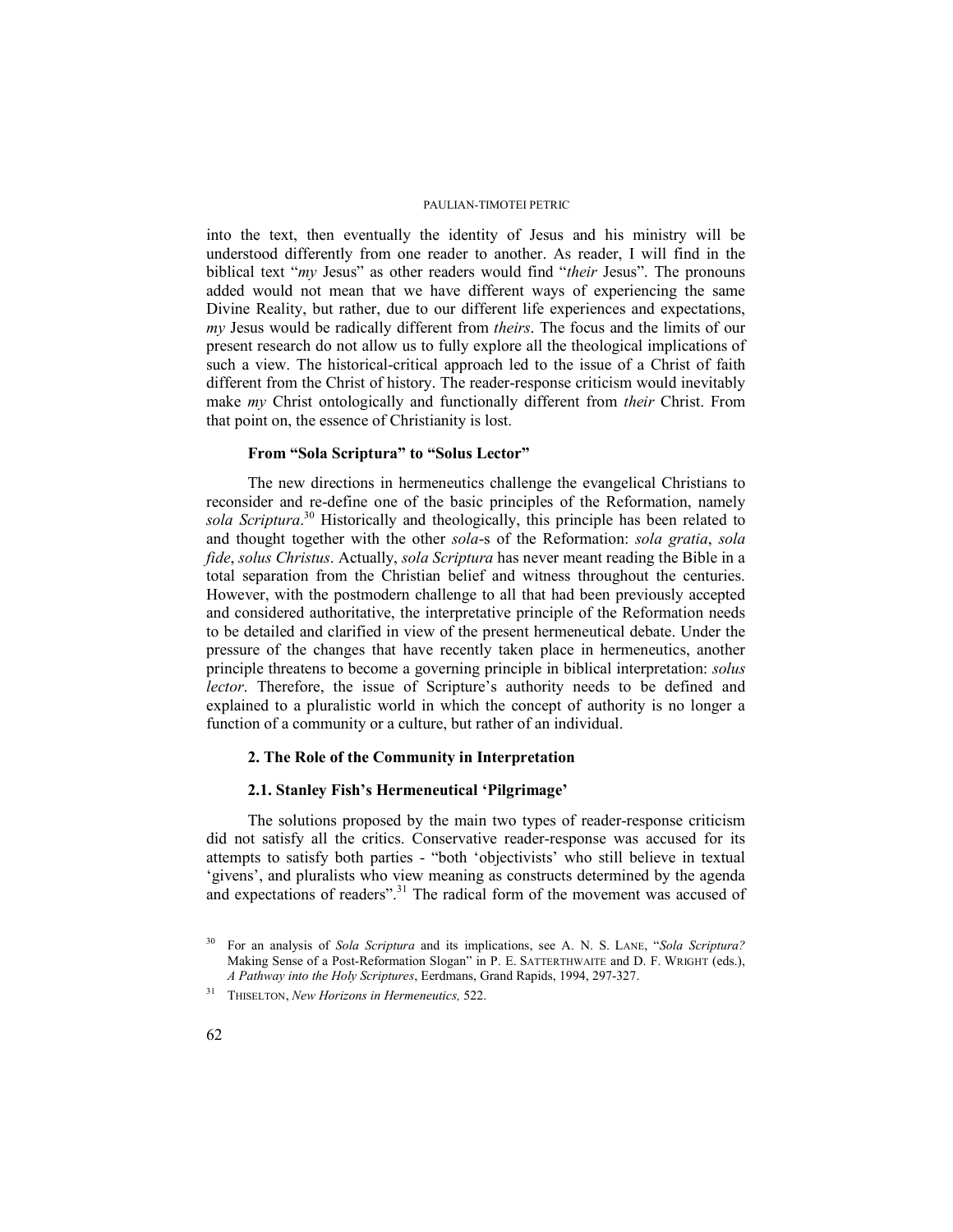into the text, then eventually the identity of Jesus and his ministry will be understood differently from one reader to another. As reader, I will find in the biblical text "*my* Jesus" as other readers would find "*their* Jesus". The pronouns added would not mean that we have different ways of experiencing the same Divine Reality, but rather, due to our different life experiences and expectations, *my* Jesus would be radically different from *theirs*. The focus and the limits of our present research do not allow us to fully explore all the theological implications of such a view. The historical-critical approach led to the issue of a Christ of faith different from the Christ of history. The reader-response criticism would inevitably make *my* Christ ontologically and functionally different from *their* Christ. From that point on, the essence of Christianity is lost.

### From "Sola Scriptura" to "Solus Lector"

The new directions in hermeneutics challenge the evangelical Christians to reconsider and re-define one of the basic principles of the Reformation, namely *sola Scriptura*.[30] Historically and theologically, this principle has been related to and thought together with the other *sola*-s of the Reformation: *sola gratia*, *sola fide*, *solus Christus*. Actually, *sola Scriptura* has never meant reading the Bible in a total separation from the Christian belief and witness throughout the centuries. However, with the postmodern challenge to all that had been previously accepted and considered authoritative, the interpretative principle of the Reformation needs to be detailed and clarified in view of the present hermeneutical debate. Under the pressure of the changes that have recently taken place in hermeneutics, another principle threatens to become a governing principle in biblical interpretation: *solus lector*. Therefore, the issue of Scripture's authority needs to be defined and explained to a pluralistic world in which the concept of authority is no longer a function of a community or a culture, but rather of an individual.

## 2. The Role of the Community in Interpretation

### 2.1. Stanley Fish's Hermeneutical 'Pilgrimage'

The solutions proposed by the main two types of reader-response criticism did not satisfy all the critics. Conservative reader-response was accused for its attempts to satisfy both parties - "both 'objectivists' who still believe in textual 'givens', and pluralists who view meaning as constructs determined by the agenda and expectations of readers".[31] The radical form of the movement was accused of

---

[30] For an analysis of *Sola Scriptura* and its implications, see A. N. S. LANE, "*Sola Scriptura?* Making Sense of a Post-Reformation Slogan" in P. E. SATTERTHWAITE and D. F. WRIGHT (eds.), *A Pathway into the Holy Scriptures*, Eerdmans, Grand Rapids, 1994, 297-327.

[31] THISELTON, *New Horizons in Hermeneutics,* 522.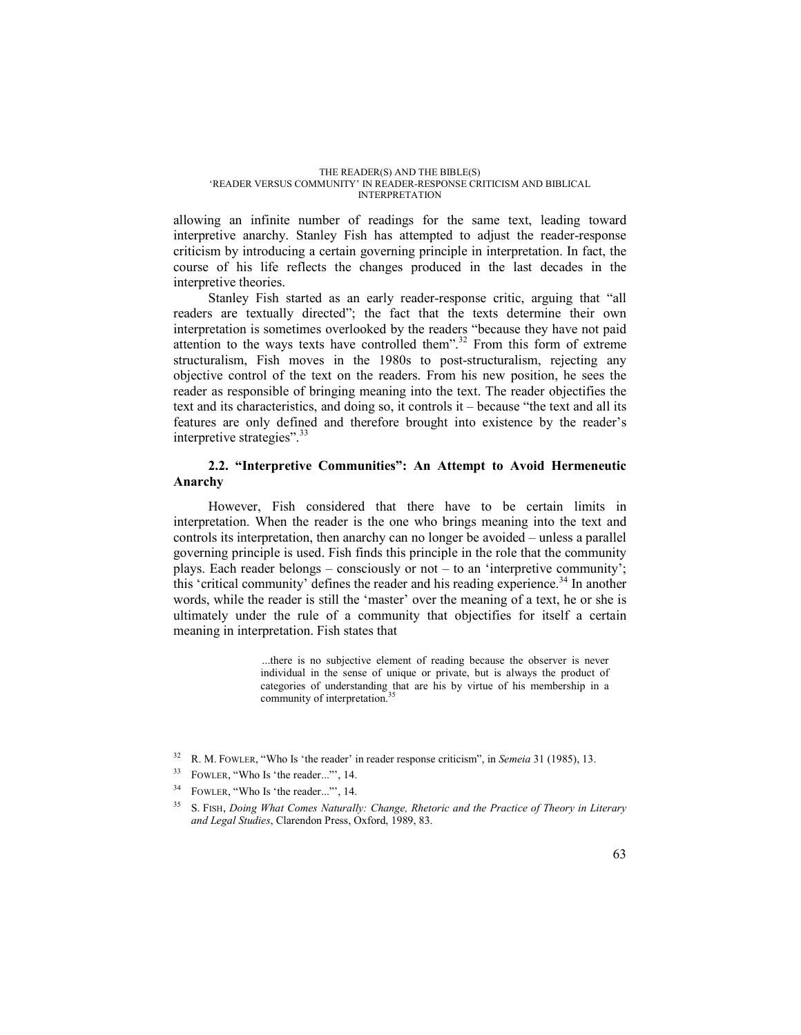allowing an infinite number of readings for the same text, leading toward interpretive anarchy. Stanley Fish has attempted to adjust the reader-response criticism by introducing a certain governing principle in interpretation. In fact, the course of his life reflects the changes produced in the last decades in the interpretive theories.

Stanley Fish started as an early reader-response critic, arguing that "all readers are textually directed"; the fact that the texts determine their own interpretation is sometimes overlooked by the readers "because they have not paid attention to the ways texts have controlled them".[32] From this form of extreme structuralism, Fish moves in the 1980s to post-structuralism, rejecting any objective control of the text on the readers. From his new position, he sees the reader as responsible of bringing meaning into the text. The reader objectifies the text and its characteristics, and doing so, it controls it – because "the text and all its features are only defined and therefore brought into existence by the reader's interpretive strategies".[33]

### 2.2. "Interpretive Communities": An Attempt to Avoid Hermeneutic Anarchy

However, Fish considered that there have to be certain limits in interpretation. When the reader is the one who brings meaning into the text and controls its interpretation, then anarchy can no longer be avoided – unless a parallel governing principle is used. Fish finds this principle in the role that the community plays. Each reader belongs – consciously or not – to an 'interpretive community'; this 'critical community' defines the reader and his reading experience.[34] In another words, while the reader is still the 'master' over the meaning of a text, he or she is ultimately under the rule of a community that objectifies for itself a certain meaning in interpretation. Fish states that

> ...there is no subjective element of reading because the observer is never individual in the sense of unique or private, but is always the product of categories of understanding that are his by virtue of his membership in a community of interpretation.[35]

---

[32] R. M. Fowler, "Who Is 'the reader' in reader response criticism", in *Semeia* 31 (1985), 13.

[33] Fowler, "Who Is 'the reader...''', 14.

[34] Fowler, "Who Is 'the reader...''', 14.

[35] S. Fish, *Doing What Comes Naturally: Change, Rhetoric and the Practice of Theory in Literary and Legal Studies*, Clarendon Press, Oxford, 1989, 83.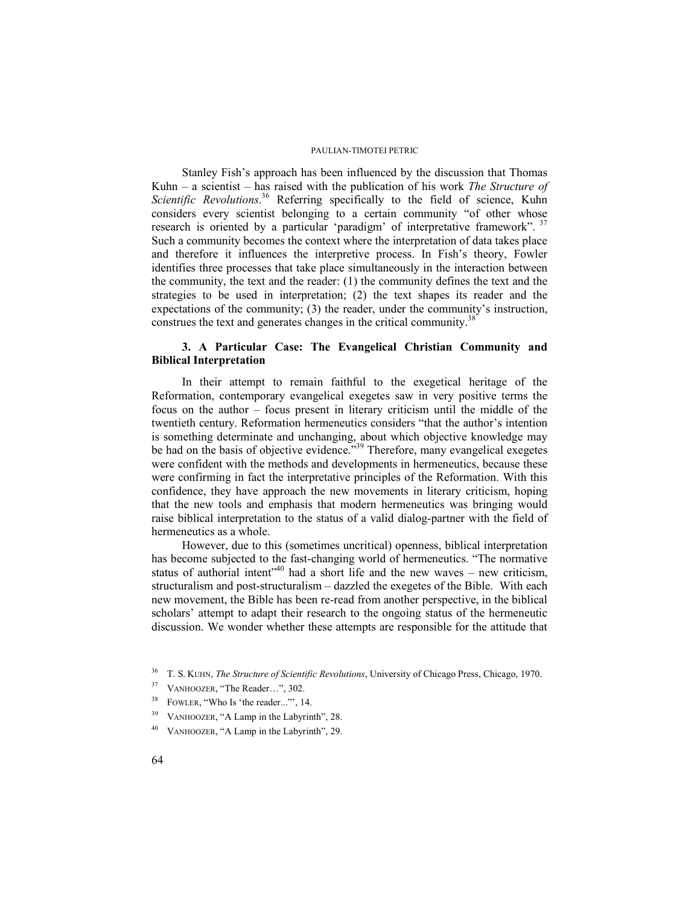Stanley Fish's approach has been influenced by the discussion that Thomas Kuhn – a scientist – has raised with the publication of his work *The Structure of Scientific Revolutions*.[36] Referring specifically to the field of science, Kuhn considers every scientist belonging to a certain community "of other whose research is oriented by a particular 'paradigm' of interpretative framework". [37] Such a community becomes the context where the interpretation of data takes place and therefore it influences the interpretive process. In Fish's theory, Fowler identifies three processes that take place simultaneously in the interaction between the community, the text and the reader: (1) the community defines the text and the strategies to be used in interpretation; (2) the text shapes its reader and the expectations of the community; (3) the reader, under the community's instruction, construes the text and generates changes in the critical community.[38]

### 3. A Particular Case: The Evangelical Christian Community and Biblical Interpretation

In their attempt to remain faithful to the exegetical heritage of the Reformation, contemporary evangelical exegetes saw in very positive terms the focus on the author – focus present in literary criticism until the middle of the twentieth century. Reformation hermeneutics considers "that the author's intention is something determinate and unchanging, about which objective knowledge may be had on the basis of objective evidence."[39] Therefore, many evangelical exegetes were confident with the methods and developments in hermeneutics, because these were confirming in fact the interpretative principles of the Reformation. With this confidence, they have approach the new movements in literary criticism, hoping that the new tools and emphasis that modern hermeneutics was bringing would raise biblical interpretation to the status of a valid dialog-partner with the field of hermeneutics as a whole.

However, due to this (sometimes uncritical) openness, biblical interpretation has become subjected to the fast-changing world of hermeneutics. "The normative status of authorial intent"[40] had a short life and the new waves – new criticism, structuralism and post-structuralism – dazzled the exegetes of the Bible. With each new movement, the Bible has been re-read from another perspective, in the biblical scholars' attempt to adapt their research to the ongoing status of the hermeneutic discussion. We wonder whether these attempts are responsible for the attitude that

---

[36] T. S. KUHN, *The Structure of Scientific Revolutions*, University of Chicago Press, Chicago, 1970.

[37] VANHOOZER, "The Reader…", 302.

[38] FOWLER, "Who Is 'the reader...'", 14.

[39] VANHOOZER, "A Lamp in the Labyrinth", 28.

[40] VANHOOZER, "A Lamp in the Labyrinth", 29.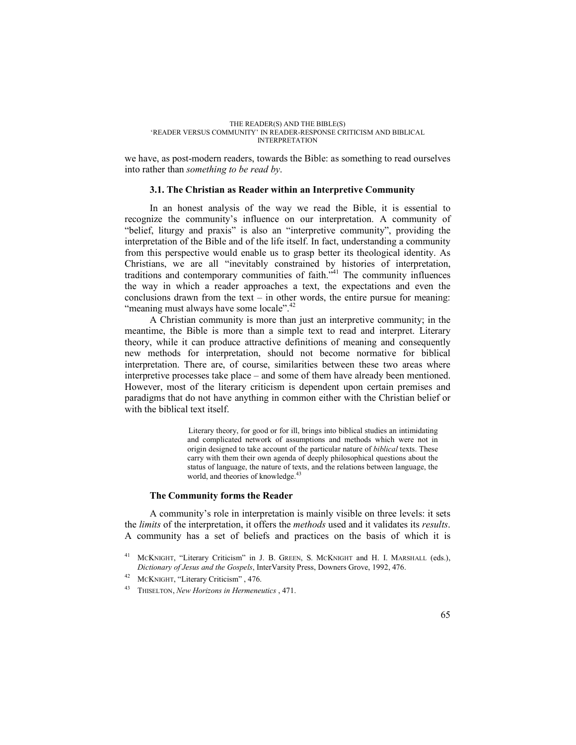we have, as post-modern readers, towards the Bible: as something to read ourselves into rather than *something to be read by*.

### 3.1. The Christian as Reader within an Interpretive Community

In an honest analysis of the way we read the Bible, it is essential to recognize the community's influence on our interpretation. A community of "belief, liturgy and praxis" is also an "interpretive community", providing the interpretation of the Bible and of the life itself. In fact, understanding a community from this perspective would enable us to grasp better its theological identity. As Christians, we are all "inevitably constrained by histories of interpretation, traditions and contemporary communities of faith."[41] The community influences the way in which a reader approaches a text, the expectations and even the conclusions drawn from the text – in other words, the entire pursue for meaning: "meaning must always have some locale".[42]

A Christian community is more than just an interpretive community; in the meantime, the Bible is more than a simple text to read and interpret. Literary theory, while it can produce attractive definitions of meaning and consequently new methods for interpretation, should not become normative for biblical interpretation. There are, of course, similarities between these two areas where interpretive processes take place – and some of them have already been mentioned. However, most of the literary criticism is dependent upon certain premises and paradigms that do not have anything in common either with the Christian belief or with the biblical text itself.

> Literary theory, for good or for ill, brings into biblical studies an intimidating and complicated network of assumptions and methods which were not in origin designed to take account of the particular nature of *biblical* texts. These carry with them their own agenda of deeply philosophical questions about the status of language, the nature of texts, and the relations between language, the world, and theories of knowledge.[43]

#### The Community forms the Reader

A community's role in interpretation is mainly visible on three levels: it sets the *limits* of the interpretation, it offers the *methods* used and it validates its *results*. A community has a set of beliefs and practices on the basis of which it is

---

[41] McKnight, "Literary Criticism" in J. B. Green, S. McKnight and H. I. Marshall (eds.), *Dictionary of Jesus and the Gospels*, InterVarsity Press, Downers Grove, 1992, 476.

[42] McKnight, "Literary Criticism" , 476.

[43] Thiselton, *New Horizons in Hermeneutics* , 471.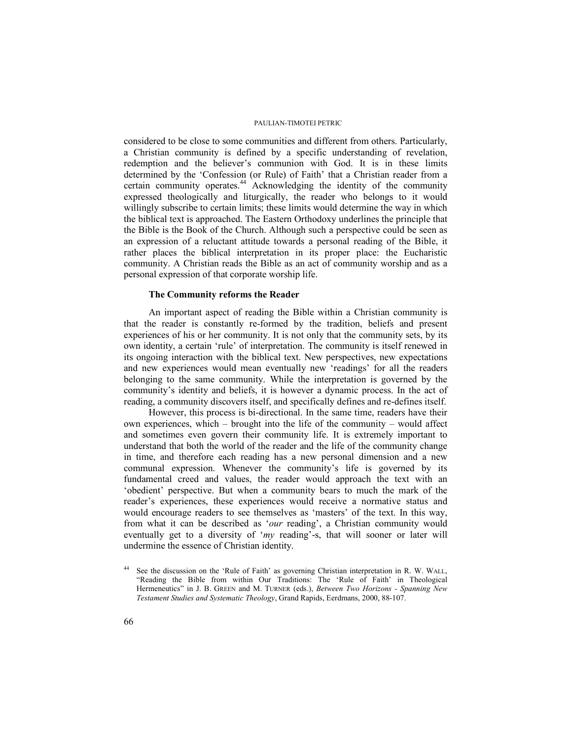considered to be close to some communities and different from others. Particularly, a Christian community is defined by a specific understanding of revelation, redemption and the believer's communion with God. It is in these limits determined by the 'Confession (or Rule) of Faith' that a Christian reader from a certain community operates.[44] Acknowledging the identity of the community expressed theologically and liturgically, the reader who belongs to it would willingly subscribe to certain limits; these limits would determine the way in which the biblical text is approached. The Eastern Orthodoxy underlines the principle that the Bible is the Book of the Church. Although such a perspective could be seen as an expression of a reluctant attitude towards a personal reading of the Bible, it rather places the biblical interpretation in its proper place: the Eucharistic community. A Christian reads the Bible as an act of community worship and as a personal expression of that corporate worship life.

### The Community reforms the Reader

An important aspect of reading the Bible within a Christian community is that the reader is constantly re-formed by the tradition, beliefs and present experiences of his or her community. It is not only that the community sets, by its own identity, a certain 'rule' of interpretation. The community is itself renewed in its ongoing interaction with the biblical text. New perspectives, new expectations and new experiences would mean eventually new 'readings' for all the readers belonging to the same community. While the interpretation is governed by the community's identity and beliefs, it is however a dynamic process. In the act of reading, a community discovers itself, and specifically defines and re-defines itself.

However, this process is bi-directional. In the same time, readers have their own experiences, which – brought into the life of the community – would affect and sometimes even govern their community life. It is extremely important to understand that both the world of the reader and the life of the community change in time, and therefore each reading has a new personal dimension and a new communal expression. Whenever the community's life is governed by its fundamental creed and values, the reader would approach the text with an 'obedient' perspective. But when a community bears to much the mark of the reader's experiences, these experiences would receive a normative status and would encourage readers to see themselves as 'masters' of the text. In this way, from what it can be described as '*our* reading', a Christian community would eventually get to a diversity of '*my* reading'-s, that will sooner or later will undermine the essence of Christian identity.

[44] See the discussion on the 'Rule of Faith' as governing Christian interpretation in R. W. WALL, "Reading the Bible from within Our Traditions: The 'Rule of Faith' in Theological Hermeneutics" in J. B. GREEN and M. TURNER (eds.), *Between Two Horizons - Spanning New Testament Studies and Systematic Theology*, Grand Rapids, Eerdmans, 2000, 88-107.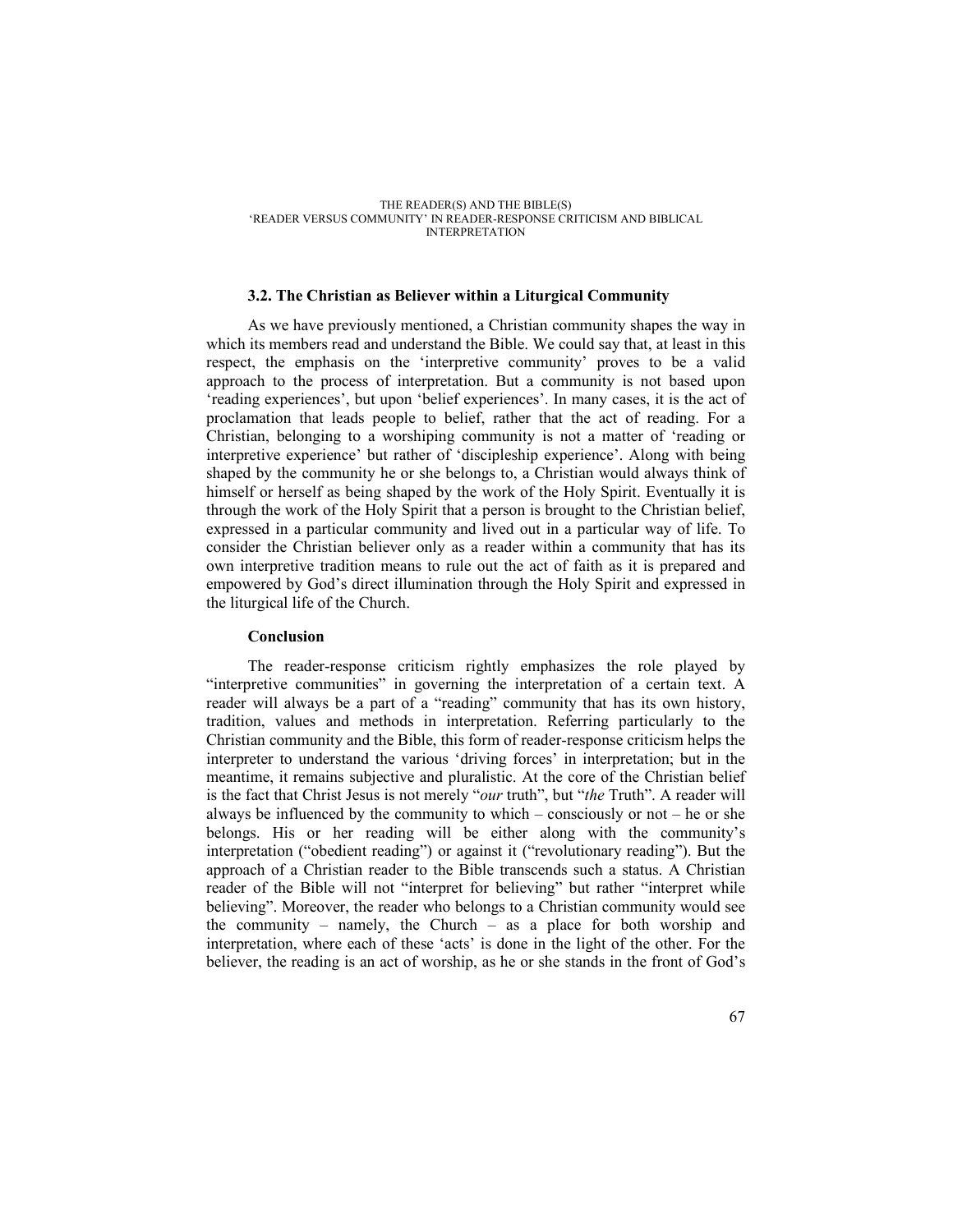### 3.2. The Christian as Believer within a Liturgical Community

As we have previously mentioned, a Christian community shapes the way in which its members read and understand the Bible. We could say that, at least in this respect, the emphasis on the 'interpretive community' proves to be a valid approach to the process of interpretation. But a community is not based upon 'reading experiences', but upon 'belief experiences'. In many cases, it is the act of proclamation that leads people to belief, rather that the act of reading. For a Christian, belonging to a worshiping community is not a matter of 'reading or interpretive experience' but rather of 'discipleship experience'. Along with being shaped by the community he or she belongs to, a Christian would always think of himself or herself as being shaped by the work of the Holy Spirit. Eventually it is through the work of the Holy Spirit that a person is brought to the Christian belief, expressed in a particular community and lived out in a particular way of life. To consider the Christian believer only as a reader within a community that has its own interpretive tradition means to rule out the act of faith as it is prepared and empowered by God's direct illumination through the Holy Spirit and expressed in the liturgical life of the Church.

### Conclusion

The reader-response criticism rightly emphasizes the role played by "interpretive communities" in governing the interpretation of a certain text. A reader will always be a part of a "reading" community that has its own history, tradition, values and methods in interpretation. Referring particularly to the Christian community and the Bible, this form of reader-response criticism helps the interpreter to understand the various 'driving forces' in interpretation; but in the meantime, it remains subjective and pluralistic. At the core of the Christian belief is the fact that Christ Jesus is not merely "*our* truth", but "*the* Truth". A reader will always be influenced by the community to which – consciously or not – he or she belongs. His or her reading will be either along with the community's interpretation ("obedient reading") or against it ("revolutionary reading"). But the approach of a Christian reader to the Bible transcends such a status. A Christian reader of the Bible will not "interpret for believing" but rather "interpret while believing". Moreover, the reader who belongs to a Christian community would see the community – namely, the Church – as a place for both worship and interpretation, where each of these 'acts' is done in the light of the other. For the believer, the reading is an act of worship, as he or she stands in the front of God's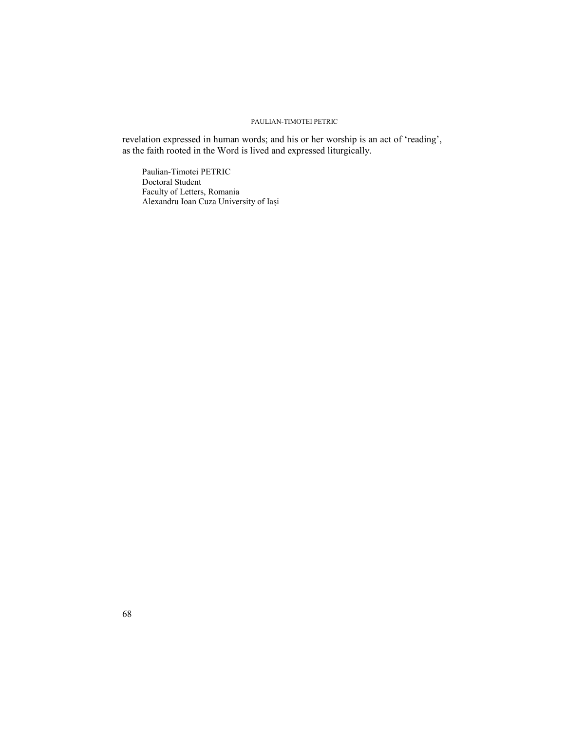revelation expressed in human words; and his or her worship is an act of 'reading', as the faith rooted in the Word is lived and expressed liturgically.

Paulian-Timotei PETRIC
Doctoral Student
Faculty of Letters, Romania
Alexandru Ioan Cuza University of Iași